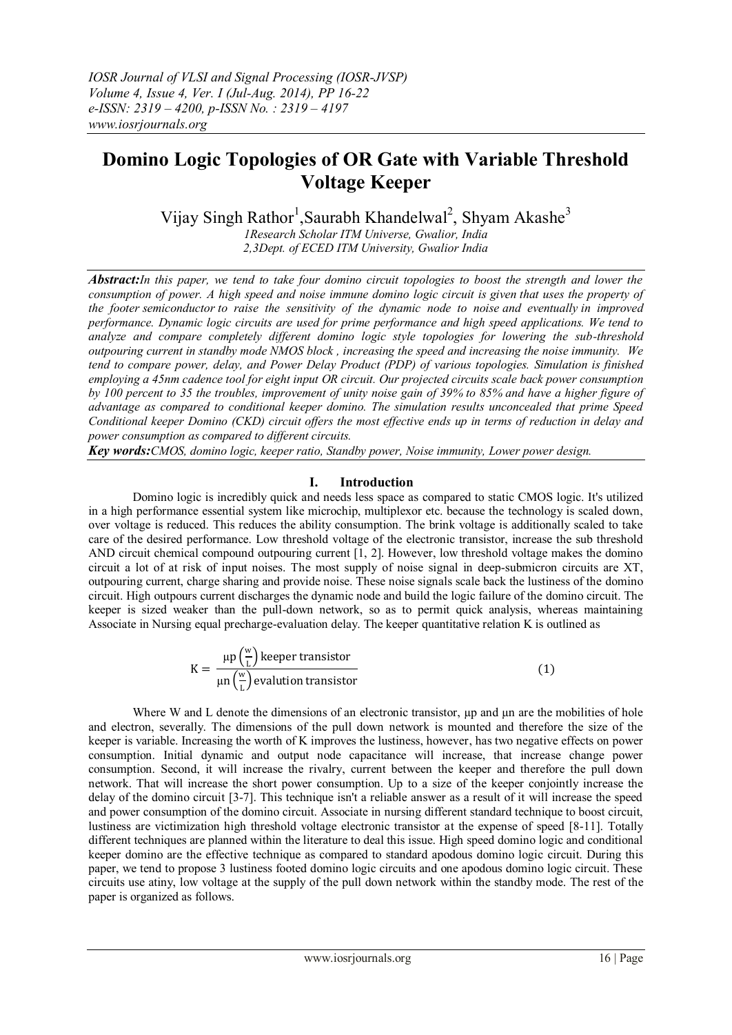# Domino Logic Topologies of OR Gate with Variable Threshold Voltage Keeper

Vijay Singh Rathor[1],Saurabh Khandelwal[2], Shyam Akashe[3]

*1Research Scholar ITM Universe, Gwalior, India*
*2,3Dept. of ECED ITM University, Gwalior India*

***Abstract:****In this paper, we tend to take four domino circuit topologies to boost the strength and lower the consumption of power. A high speed and noise immune domino logic circuit is given that uses the property of the footer semiconductor to raise the sensitivity of the dynamic node to noise and eventually in improved performance. Dynamic logic circuits are used for prime performance and high speed applications. We tend to analyze and compare completely different domino logic style topologies for lowering the sub-threshold outpouring current in standby mode NMOS block , increasing the speed and increasing the noise immunity. We tend to compare power, delay, and Power Delay Product (PDP) of various topologies. Simulation is finished employing a 45nm cadence tool for eight input OR circuit. Our projected circuits scale back power consumption by 100 percent to 35 the troubles, improvement of unity noise gain of 39% to 85% and have a higher figure of advantage as compared to conditional keeper domino. The simulation results unconcealed that prime Speed Conditional keeper Domino (CKD) circuit offers the most effective ends up in terms of reduction in delay and power consumption as compared to different circuits.*

***Key words:****CMOS, domino logic, keeper ratio, Standby power, Noise immunity, Lower power design.*

## I. Introduction

Domino logic is incredibly quick and needs less space as compared to static CMOS logic. It's utilized in a high performance essential system like microchip, multiplexor etc. because the technology is scaled down, over voltage is reduced. This reduces the ability consumption. The brink voltage is additionally scaled to take care of the desired performance. Low threshold voltage of the electronic transistor, increase the sub threshold AND circuit chemical compound outpouring current [1, 2]. However, low threshold voltage makes the domino circuit a lot of at risk of input noises. The most supply of noise signal in deep-submicron circuits are XT, outpouring current, charge sharing and provide noise. These noise signals scale back the lustiness of the domino circuit. High outpours current discharges the dynamic node and build the logic failure of the domino circuit. The keeper is sized weaker than the pull-down network, so as to permit quick analysis, whereas maintaining Associate in Nursing equal precharge-evaluation delay. The keeper quantitative relation K is outlined as

$$K = \frac{\mu p\left(\frac{w}{L}\right)\text{keeper transistor}}{\mu n\left(\frac{w}{L}\right)\text{evalution transistor}} \quad (1)$$

Where W and L denote the dimensions of an electronic transistor, μp and μn are the mobilities of hole and electron, severally. The dimensions of the pull down network is mounted and therefore the size of the keeper is variable. Increasing the worth of K improves the lustiness, however, has two negative effects on power consumption. Initial dynamic and output node capacitance will increase, that increase change power consumption. Second, it will increase the rivalry, current between the keeper and therefore the pull down network. That will increase the short power consumption. Up to a size of the keeper conjointly increase the delay of the domino circuit [3-7]. This technique isn't a reliable answer as a result of it will increase the speed and power consumption of the domino circuit. Associate in nursing different standard technique to boost circuit, lustiness are victimization high threshold voltage electronic transistor at the expense of speed [8-11]. Totally different techniques are planned within the literature to deal this issue. High speed domino logic and conditional keeper domino are the effective technique as compared to standard apodous domino logic circuit. During this paper, we tend to propose 3 lustiness footed domino logic circuits and one apodous domino logic circuit. These circuits use atiny, low voltage at the supply of the pull down network within the standby mode. The rest of the paper is organized as follows.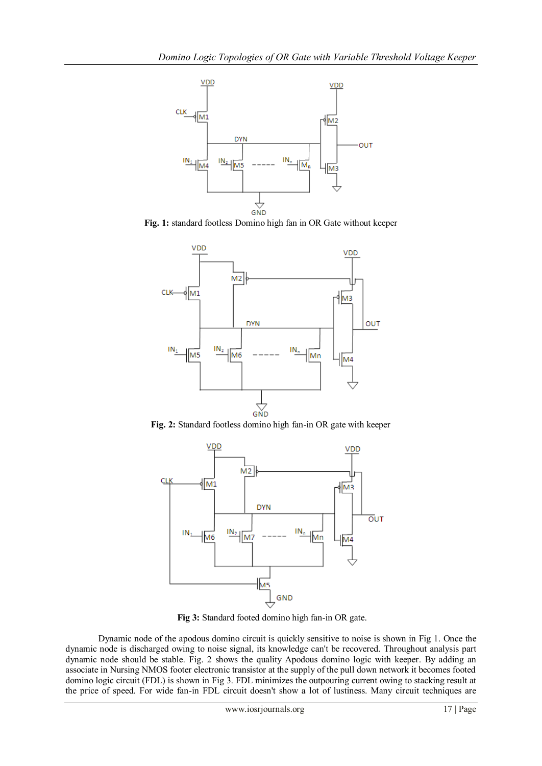**Fig. 1:** standard footless Domino high fan in OR Gate without keeper

**Fig. 2:** Standard footless domino high fan-in OR gate with keeper

**Fig 3:** Standard footed domino high fan-in OR gate.

Dynamic node of the apodous domino circuit is quickly sensitive to noise is shown in Fig 1. Once the dynamic node is discharged owing to noise signal, its knowledge can't be recovered. Throughout analysis part dynamic node should be stable. Fig. 2 shows the quality Apodous domino logic with keeper. By adding an associate in Nursing NMOS footer electronic transistor at the supply of the pull down network it becomes footed domino logic circuit (FDL) is shown in Fig 3. FDL minimizes the outpouring current owing to stacking result at the price of speed. For wide fan-in FDL circuit doesn't show a lot of lustiness. Many circuit techniques are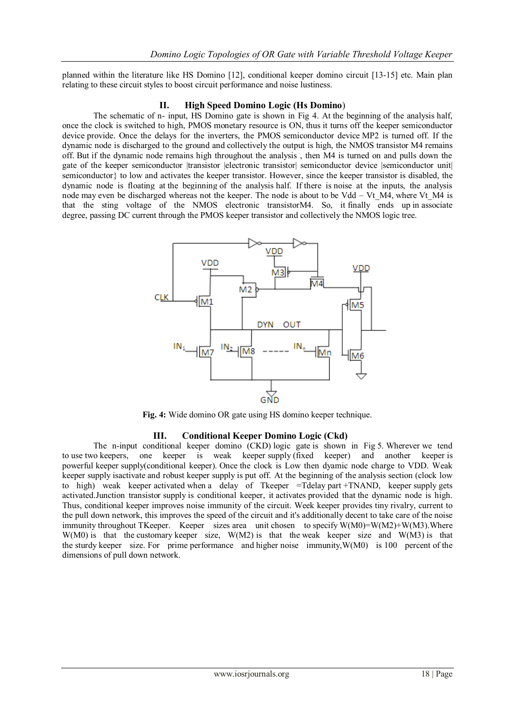planned within the literature like HS Domino [12], conditional keeper domino circuit [13-15] etc. Main plan relating to these circuit styles to boost circuit performance and noise lustiness.

## II. High Speed Domino Logic (Hs Domino)

The schematic of n- input, HS Domino gate is shown in Fig 4. At the beginning of the analysis half, once the clock is switched to high, PMOS monetary resource is ON, thus it turns off the keeper semiconductor device provide. Once the delays for the inverters, the PMOS semiconductor device MP2 is turned off. If the dynamic node is discharged to the ground and collectively the output is high, the NMOS transistor M4 remains off. But if the dynamic node remains high throughout the analysis , then M4 is turned on and pulls down the gate of the keeper semiconductor |transistor |electronic transistor| semiconductor device |semiconductor unit| semiconductor} to low and activates the keeper transistor. However, since the keeper transistor is disabled, the dynamic node is floating at the beginning of the analysis half. If there is noise at the inputs, the analysis node may even be discharged whereas not the keeper. The node is about to be Vdd – Vt_M4, where Vt_M4 is that the sting voltage of the NMOS electronic transistorM4. So, it finally ends up in associate degree, passing DC current through the PMOS keeper transistor and collectively the NMOS logic tree.

**Fig. 4:** Wide domino OR gate using HS domino keeper technique.

## III. Conditional Keeper Domino Logic (Ckd)

The n-input conditional keeper domino (CKD) logic gate is shown in Fig 5. Wherever we tend to use two keepers, one keeper is weak keeper supply (fixed keeper) and another keeper is powerful keeper supply(conditional keeper). Once the clock is Low then dyamic node charge to VDD. Weak keeper supply isactivate and robust keeper supply is put off. At the beginning of the analysis section (clock low to high) weak keeper activated when a delay of Tkeeper =Tdelay part +TNAND, keeper supply gets activated.Junction transistor supply is conditional keeper, it activates provided that the dynamic node is high. Thus, conditional keeper improves noise immunity of the circuit. Week keeper provides tiny rivalry, current to the pull down network, this improves the speed of the circuit and it's additionally decent to take care of the noise immunity throughout TKeeper. Keeper sizes area unit chosen to specify W(M0)=W(M2)+W(M3).Where W(M0) is that the customary keeper size, W(M2) is that the weak keeper size and W(M3) is that the sturdy keeper size. For prime performance and higher noise immunity,W(M0) is 100 percent of the dimensions of pull down network.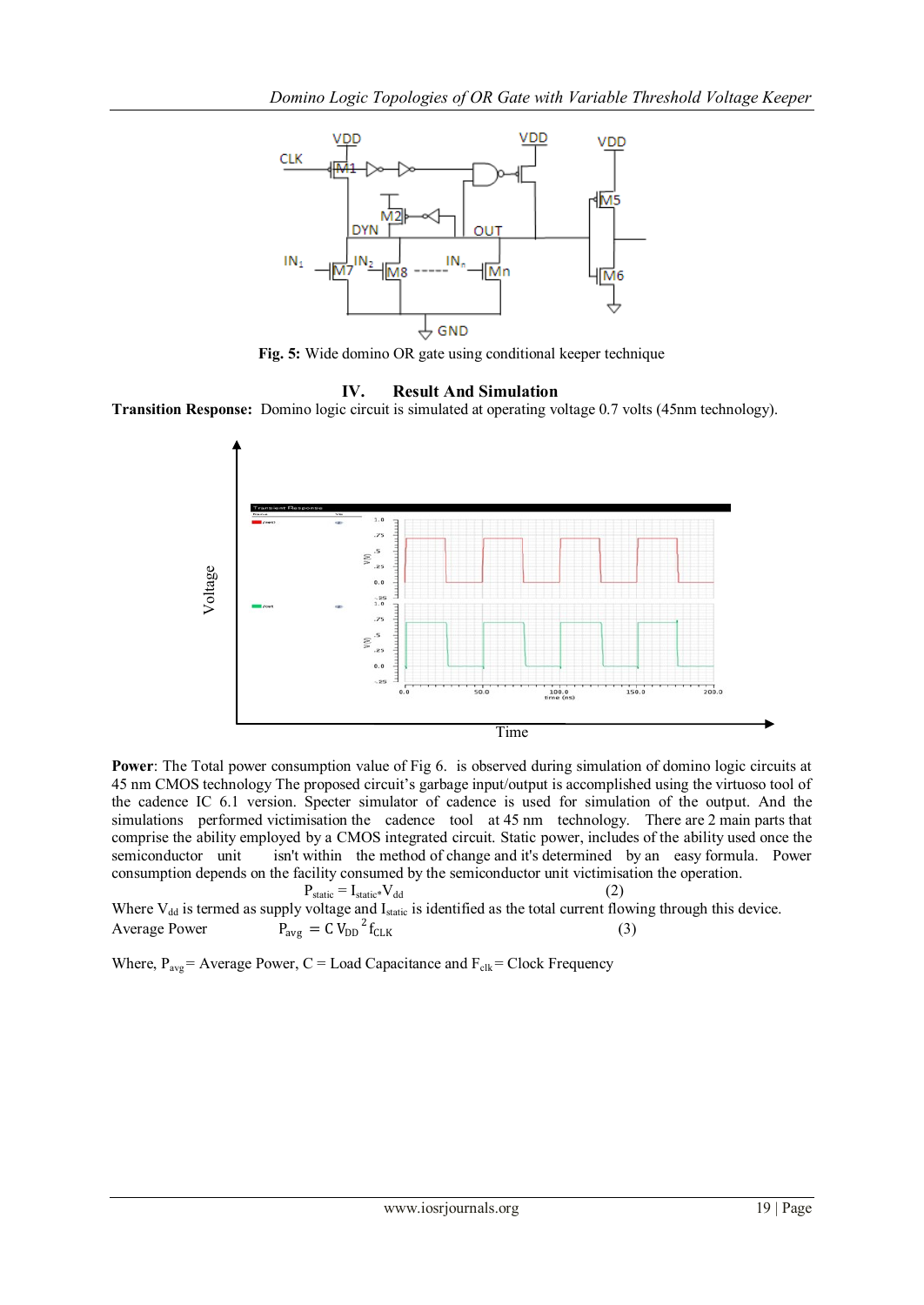Fig. 5: Wide domino OR gate using conditional keeper technique

## IV. Result And Simulation

**Transition Response:** Domino logic circuit is simulated at operating voltage 0.7 volts (45nm technology).

**Power**: The Total power consumption value of Fig 6. is observed during simulation of domino logic circuits at 45 nm CMOS technology The proposed circuit's garbage input/output is accomplished using the virtuoso tool of the cadence IC 6.1 version. Specter simulator of cadence is used for simulation of the output. And the simulations performed victimisation the cadence tool at 45 nm technology. There are 2 main parts that comprise the ability employed by a CMOS integrated circuit. Static power, includes of the ability used once the semiconductor unit isn't within the method of change and it's determined by an easy formula. Power consumption depends on the facility consumed by the semiconductor unit victimisation the operation.

$$P_{static} = I_{static*}V_{dd} \quad (2)$$

Where $V_{dd}$ is termed as supply voltage and $I_{static}$ is identified as the total current flowing through this device.

Average Power $$P_{avg} = C\, V_{DD}^{\,2} f_{CLK} \quad (3)$$

Where, $P_{avg}$ = Average Power, C = Load Capacitance and $F_{clk}$ = Clock Frequency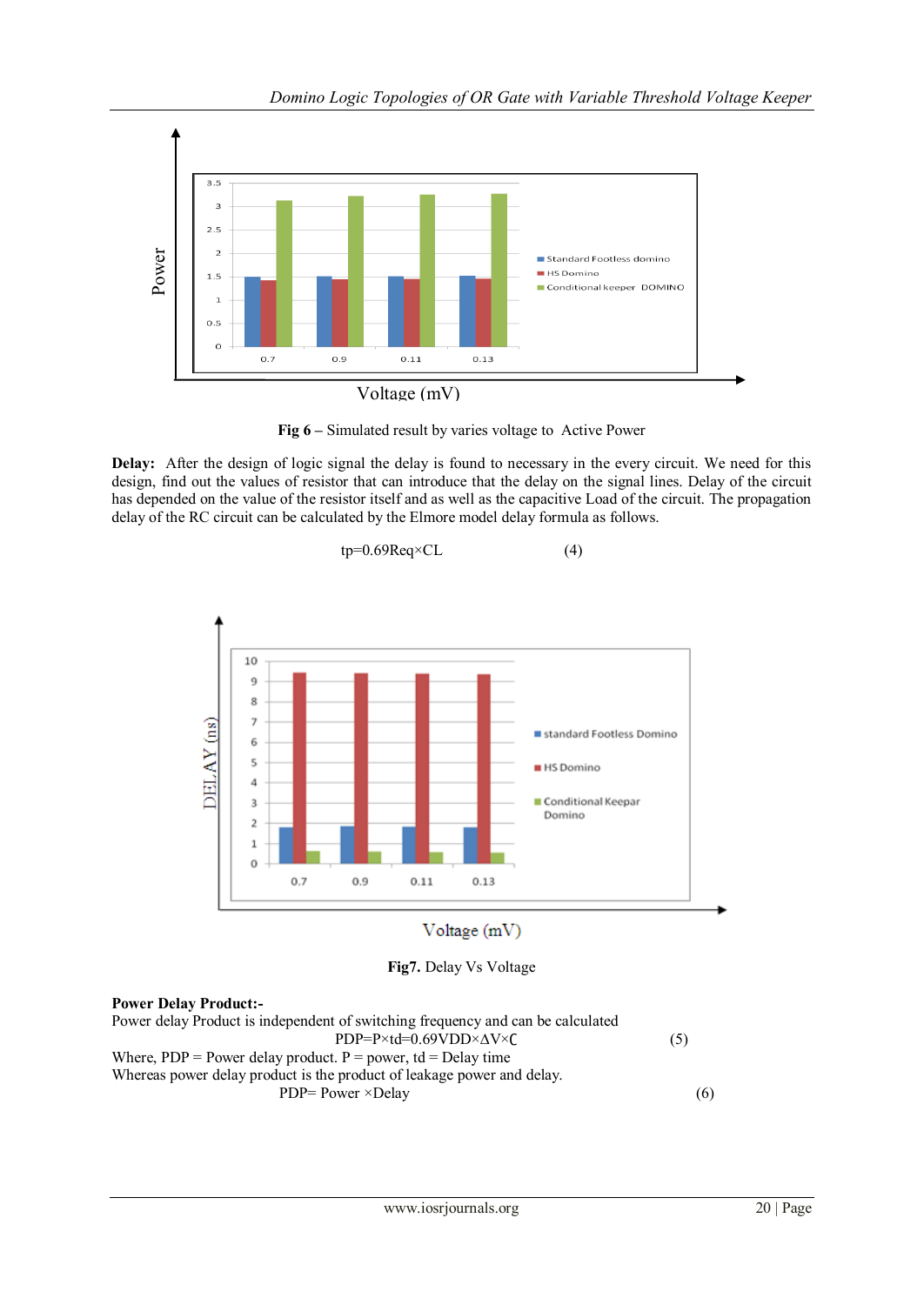Fig 6 – Simulated result by varies voltage to Active Power

**Delay:** After the design of logic signal the delay is found to necessary in the every circuit. We need for this design, find out the values of resistor that can introduce that the delay on the signal lines. Delay of the circuit has depended on the value of the resistor itself and as well as the capacitive Load of the circuit. The propagation delay of the RC circuit can be calculated by the Elmore model delay formula as follows.

$$t_p = 0.69 R_{eq} \times C_L \qquad (4)$$

**Fig7.** Delay Vs Voltage

**Power Delay Product:-**

Power delay Product is independent of switching frequency and can be calculated

$$PDP = P \times t_d = 0.69 V_{DD} \times \Delta V \times C \qquad (5)$$

Where, PDP = Power delay product. P = power, td = Delay time

Whereas power delay product is the product of leakage power and delay.

$$PDP = Power \times Delay \qquad (6)$$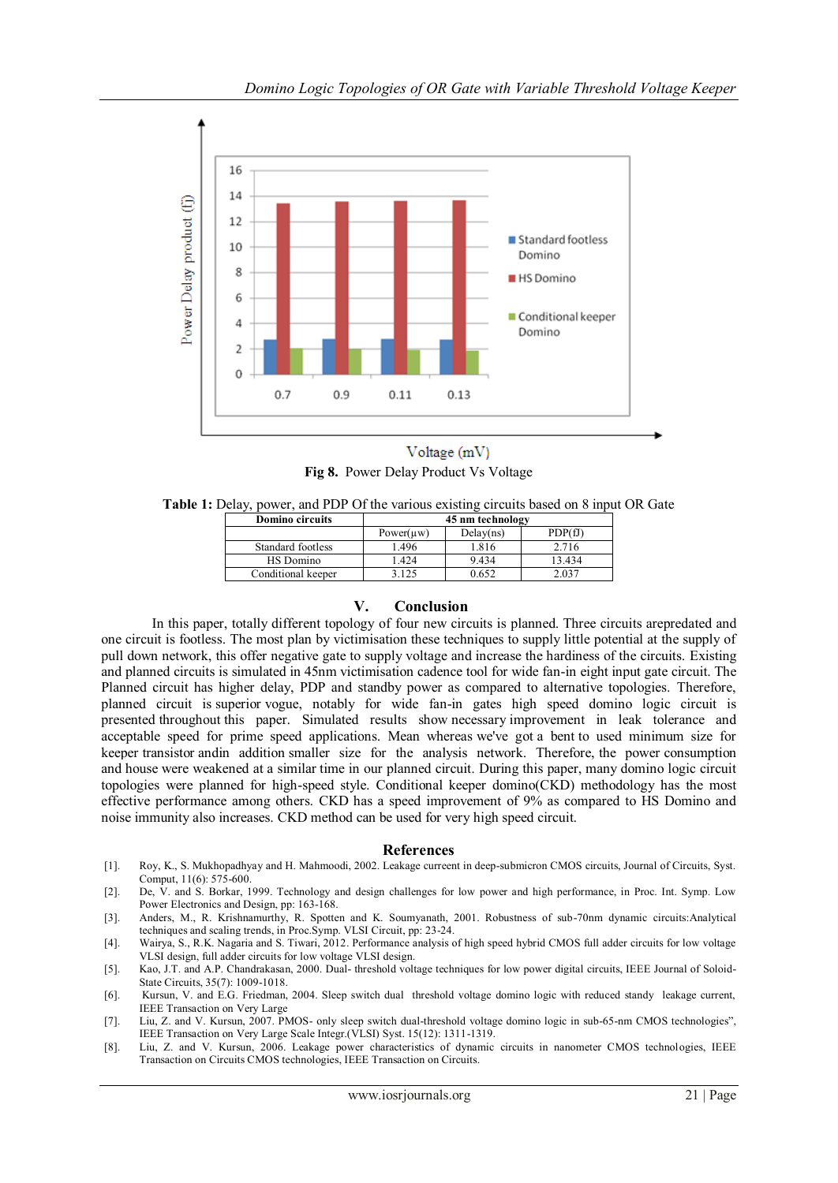Fig 8. Power Delay Product Vs Voltage

**Table 1:** Delay, power, and PDP Of the various existing circuits based on 8 input OR Gate

| Domino circuits | 45 nm technology | | |
|---|---|---|---|
| | Power(μw) | Delay(ns) | PDP(fJ) |
| Standard footless | 1.496 | 1.816 | 2.716 |
| HS Domino | 1.424 | 9.434 | 13.434 |
| Conditional keeper | 3.125 | 0.652 | 2.037 |

## V. Conclusion

In this paper, totally different topology of four new circuits is planned. Three circuits arepredated and one circuit is footless. The most plan by victimisation these techniques to supply little potential at the supply of pull down network, this offer negative gate to supply voltage and increase the hardiness of the circuits. Existing and planned circuits is simulated in 45nm victimisation cadence tool for wide fan-in eight input gate circuit. The Planned circuit has higher delay, PDP and standby power as compared to alternative topologies. Therefore, planned circuit is superior vogue, notably for wide fan-in gates high speed domino logic circuit is presented throughout this paper. Simulated results show necessary improvement in leak tolerance and acceptable speed for prime speed applications. Mean whereas we've got a bent to used minimum size for keeper transistor andin addition smaller size for the analysis network. Therefore, the power consumption and house were weakened at a similar time in our planned circuit. During this paper, many domino logic circuit topologies were planned for high-speed style. Conditional keeper domino(CKD) methodology has the most effective performance among others. CKD has a speed improvement of 9% as compared to HS Domino and noise immunity also increases. CKD method can be used for very high speed circuit.

## References

[1]. Roy, K., S. Mukhopadhyay and H. Mahmoodi, 2002. Leakage curreent in deep-submicron CMOS circuits, Journal of Circuits, Syst. Comput, 11(6): 575-600.

[2]. De, V. and S. Borkar, 1999. Technology and design challenges for low power and high performance, in Proc. Int. Symp. Low Power Electronics and Design, pp: 163-168.

[3]. Anders, M., R. Krishnamurthy, R. Spotten and K. Soumyanath, 2001. Robustness of sub-70nm dynamic circuits:Analytical techniques and scaling trends, in Proc.Symp. VLSI Circuit, pp: 23-24.

[4]. Wairya, S., R.K. Nagaria and S. Tiwari, 2012. Performance analysis of high speed hybrid CMOS full adder circuits for low voltage VLSI design, full adder circuits for low voltage VLSI design.

[5]. Kao, J.T. and A.P. Chandrakasan, 2000. Dual- threshold voltage techniques for low power digital circuits, IEEE Journal of Soloid-State Circuits, 35(7): 1009-1018.

[6]. Kursun, V. and E.G. Friedman, 2004. Sleep switch dual threshold voltage domino logic with reduced standy leakage current, IEEE Transaction on Very Large

[7]. Liu, Z. and V. Kursun, 2007. PMOS- only sleep switch dual-threshold voltage domino logic in sub-65-nm CMOS technologies", IEEE Transaction on Very Large Scale Integr.(VLSI) Syst. 15(12): 1311-1319.

[8]. Liu, Z. and V. Kursun, 2006. Leakage power characteristics of dynamic circuits in nanometer CMOS technologies, IEEE Transaction on Circuits CMOS technologies, IEEE Transaction on Circuits.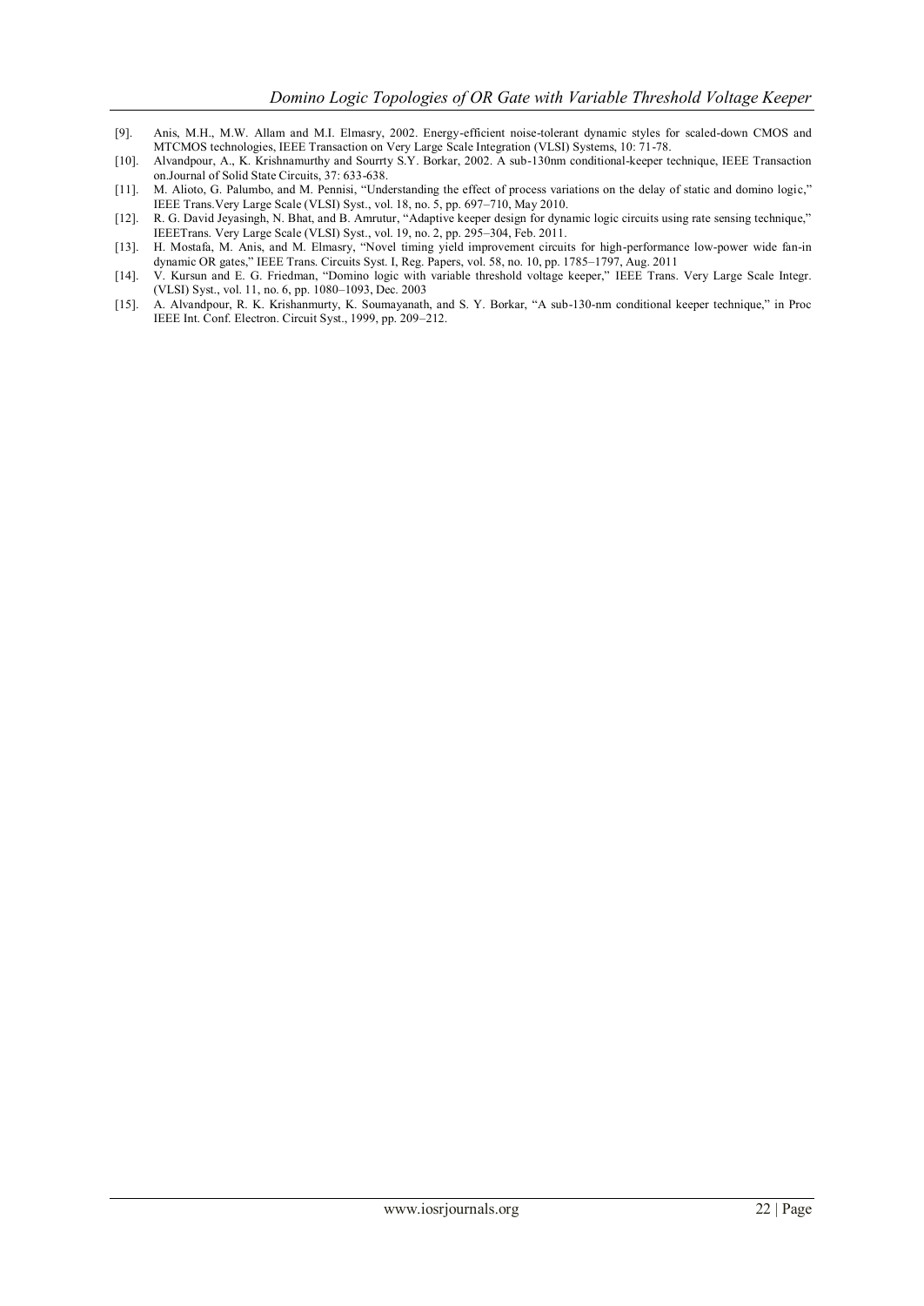[9]. Anis, M.H., M.W. Allam and M.I. Elmasry, 2002. Energy-efficient noise-tolerant dynamic styles for scaled-down CMOS and MTCMOS technologies, IEEE Transaction on Very Large Scale Integration (VLSI) Systems, 10: 71-78.

[10]. Alvandpour, A., K. Krishnamurthy and Sourrty S.Y. Borkar, 2002. A sub-130nm conditional-keeper technique, IEEE Transaction on.Journal of Solid State Circuits, 37: 633-638.

[11]. M. Alioto, G. Palumbo, and M. Pennisi, "Understanding the effect of process variations on the delay of static and domino logic," IEEE Trans.Very Large Scale (VLSI) Syst., vol. 18, no. 5, pp. 697–710, May 2010.

[12]. R. G. David Jeyasingh, N. Bhat, and B. Amrutur, "Adaptive keeper design for dynamic logic circuits using rate sensing technique," IEEETrans. Very Large Scale (VLSI) Syst., vol. 19, no. 2, pp. 295–304, Feb. 2011.

[13]. H. Mostafa, M. Anis, and M. Elmasry, "Novel timing yield improvement circuits for high-performance low-power wide fan-in dynamic OR gates," IEEE Trans. Circuits Syst. I, Reg. Papers, vol. 58, no. 10, pp. 1785–1797, Aug. 2011

[14]. V. Kursun and E. G. Friedman, "Domino logic with variable threshold voltage keeper," IEEE Trans. Very Large Scale Integr. (VLSI) Syst., vol. 11, no. 6, pp. 1080–1093, Dec. 2003

[15]. A. Alvandpour, R. K. Krishanmurty, K. Soumayanath, and S. Y. Borkar, "A sub-130-nm conditional keeper technique," in Proc IEEE Int. Conf. Electron. Circuit Syst., 1999, pp. 209–212.